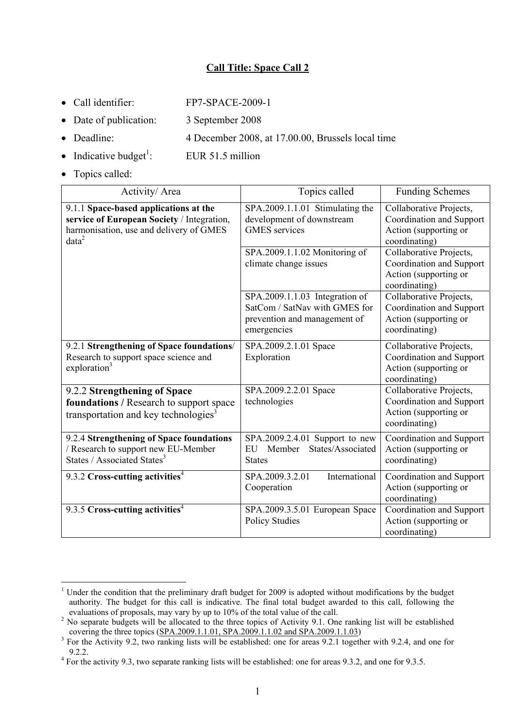# Call Title: Space Call 2

- Call identifier: FP7-SPACE-2009-1
- Date of publication: 3 September 2008
- Deadline: 4 December 2008, at 17.00.00, Brussels local time
- Indicative budget[1]: EUR 51.5 million
- Topics called:

| Activity/ Area | Topics called | Funding Schemes |
|---|---|---|
| 9.1.1 **Space-based applications at the service of European Society** / Integration, harmonisation, use and delivery of GMES data[2] | SPA.2009.1.1.01 Stimulating the development of downstream GMES services | Collaborative Projects, Coordination and Support Action (supporting or coordinating) |
| | SPA.2009.1.1.02 Monitoring of climate change issues | Collaborative Projects, Coordination and Support Action (supporting or coordinating) |
| | SPA.2009.1.1.03 Integration of SatCom / SatNav with GMES for prevention and management of emergencies | Collaborative Projects, Coordination and Support Action (supporting or coordinating) |
| 9.2.1 **Strengthening of Space foundations**/ Research to support space science and exploration[3] | SPA.2009.2.1.01 Space Exploration | Collaborative Projects, Coordination and Support Action (supporting or coordinating) |
| 9.2.2 **Strengthening of Space foundations /** Research to support space transportation and key technologies[3] | SPA.2009.2.2.01 Space technologies | Collaborative Projects, Coordination and Support Action (supporting or coordinating) |
| 9.2.4 **Strengthening of Space foundations** / Research to support new EU-Member States / Associated States[3] | SPA.2009.2.4.01 Support to new EU Member States/Associated States | Coordination and Support Action (supporting or coordinating) |
| 9.3.2 **Cross-cutting activities**[4] | SPA.2009.3.2.01 International Cooperation | Coordination and Support Action (supporting or coordinating) |
| 9.3.5 **Cross-cutting activities**[4] | SPA.2009.3.5.01 European Space Policy Studies | Coordination and Support Action (supporting or coordinating) |

[1] Under the condition that the preliminary draft budget for 2009 is adopted without modifications by the budget authority. The budget for this call is indicative. The final total budget awarded to this call, following the evaluations of proposals, may vary by up to 10% of the total value of the call.

[2] No separate budgets will be allocated to the three topics of Activity 9.1. One ranking list will be established covering the three topics (SPA.2009.1.1.01, SPA.2009.1.1.02 and SPA.2009.1.1.03)

[3] For the Activity 9.2, two ranking lists will be established: one for areas 9.2.1 together with 9.2.4, and one for 9.2.2.

[4] For the activity 9.3, two separate ranking lists will be established: one for areas 9.3.2, and one for 9.3.5.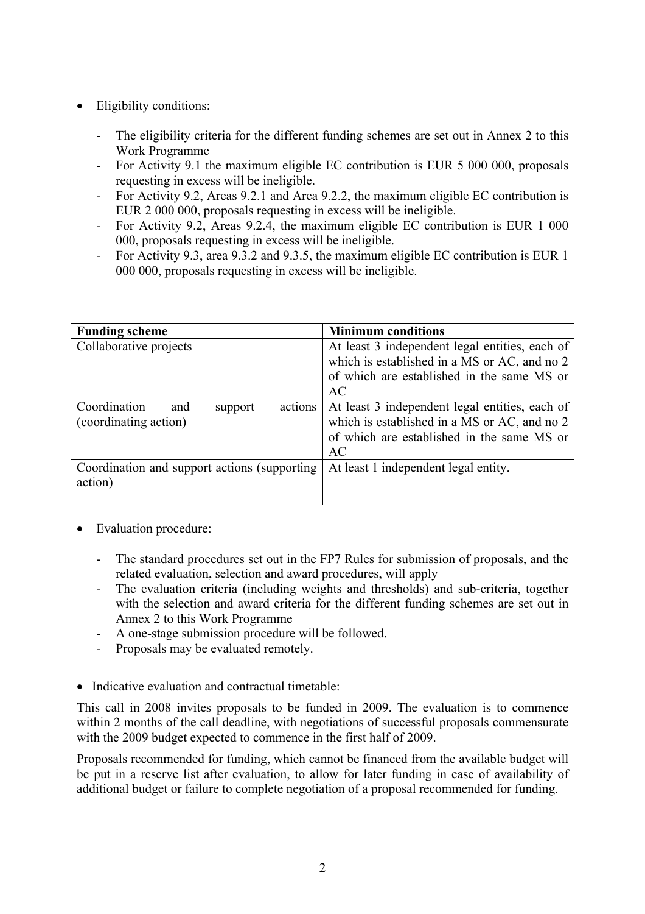- Eligibility conditions:

  - The eligibility criteria for the different funding schemes are set out in Annex 2 to this Work Programme
  - For Activity 9.1 the maximum eligible EC contribution is EUR 5 000 000, proposals requesting in excess will be ineligible.
  - For Activity 9.2, Areas 9.2.1 and Area 9.2.2, the maximum eligible EC contribution is EUR 2 000 000, proposals requesting in excess will be ineligible.
  - For Activity 9.2, Areas 9.2.4, the maximum eligible EC contribution is EUR 1 000 000, proposals requesting in excess will be ineligible.
  - For Activity 9.3, area 9.3.2 and 9.3.5, the maximum eligible EC contribution is EUR 1 000 000, proposals requesting in excess will be ineligible.

| Funding scheme | Minimum conditions |
|---|---|
| Collaborative projects | At least 3 independent legal entities, each of which is established in a MS or AC, and no 2 of which are established in the same MS or AC |
| Coordination and support actions (coordinating action) | At least 3 independent legal entities, each of which is established in a MS or AC, and no 2 of which are established in the same MS or AC |
| Coordination and support actions (supporting action) | At least 1 independent legal entity. |

- Evaluation procedure:

  - The standard procedures set out in the FP7 Rules for submission of proposals, and the related evaluation, selection and award procedures, will apply
  - The evaluation criteria (including weights and thresholds) and sub-criteria, together with the selection and award criteria for the different funding schemes are set out in Annex 2 to this Work Programme
  - A one-stage submission procedure will be followed.
  - Proposals may be evaluated remotely.

- Indicative evaluation and contractual timetable:

This call in 2008 invites proposals to be funded in 2009. The evaluation is to commence within 2 months of the call deadline, with negotiations of successful proposals commensurate with the 2009 budget expected to commence in the first half of 2009.

Proposals recommended for funding, which cannot be financed from the available budget will be put in a reserve list after evaluation, to allow for later funding in case of availability of additional budget or failure to complete negotiation of a proposal recommended for funding.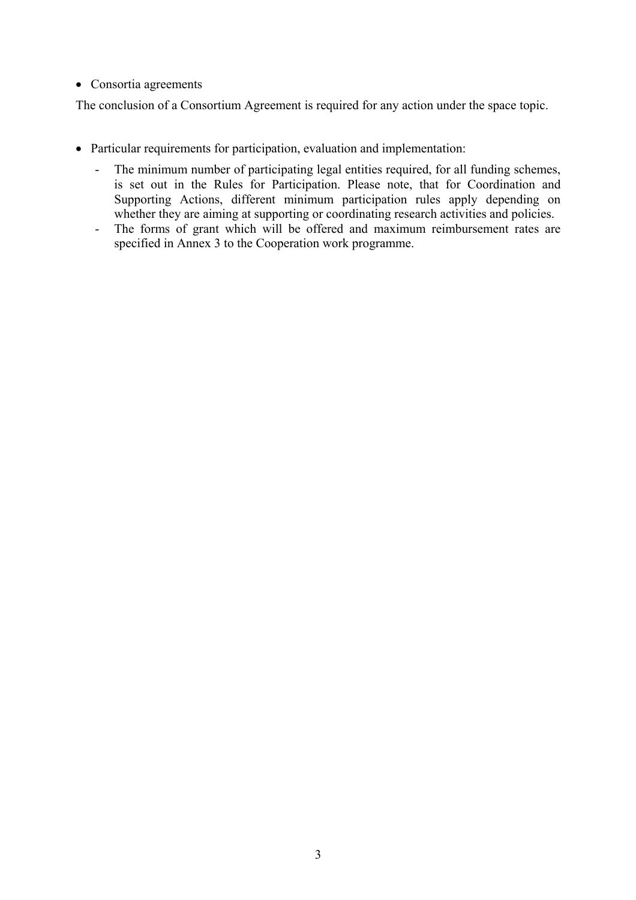- Consortia agreements

The conclusion of a Consortium Agreement is required for any action under the space topic.

- Particular requirements for participation, evaluation and implementation:
  - The minimum number of participating legal entities required, for all funding schemes, is set out in the Rules for Participation. Please note, that for Coordination and Supporting Actions, different minimum participation rules apply depending on whether they are aiming at supporting or coordinating research activities and policies.
  - The forms of grant which will be offered and maximum reimbursement rates are specified in Annex 3 to the Cooperation work programme.